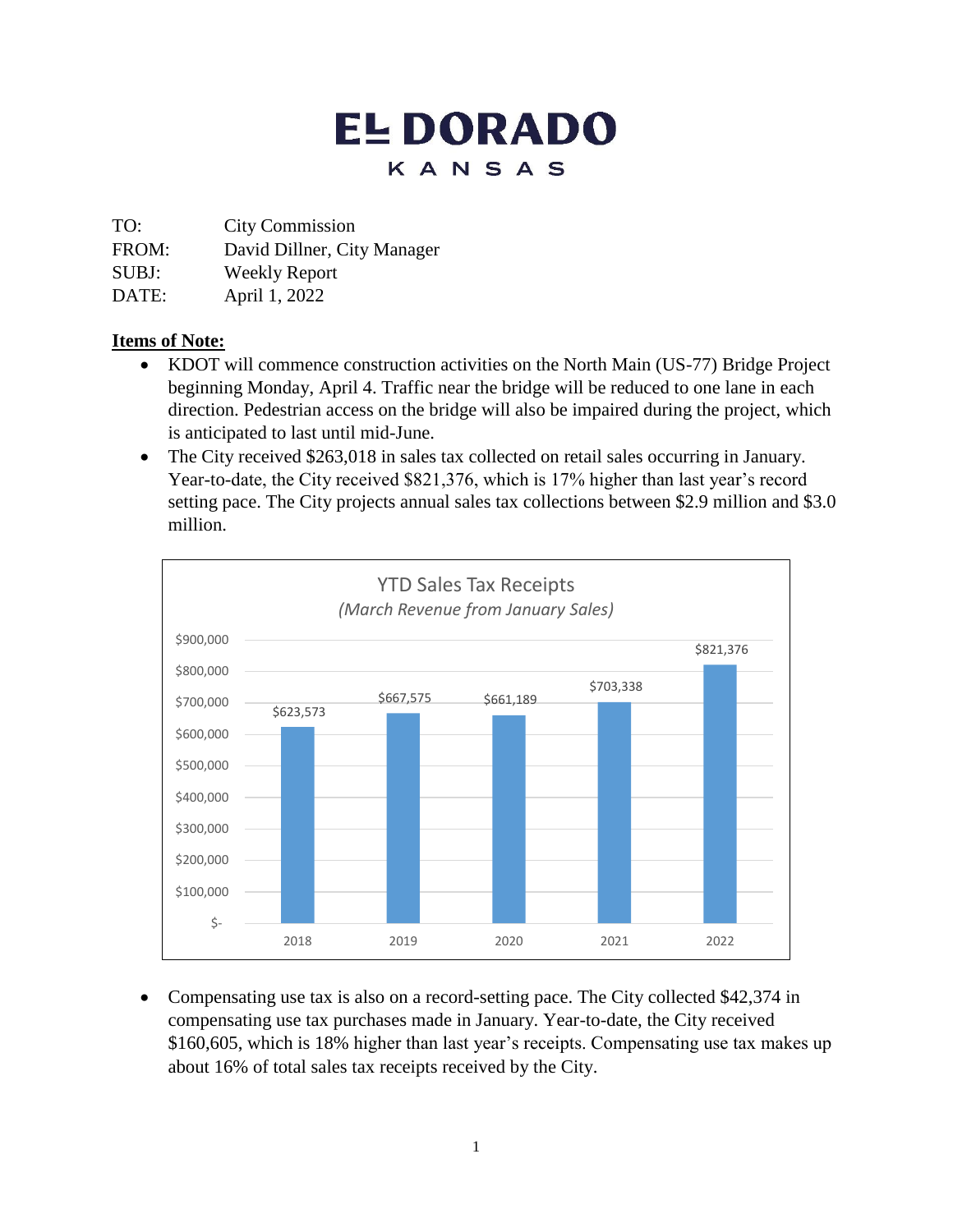# EL DORADO
## KANSAS

TO: City Commission
FROM: David Dillner, City Manager
SUBJ: Weekly Report
DATE: April 1, 2022

**Items of Note:**

- KDOT will commence construction activities on the North Main (US-77) Bridge Project beginning Monday, April 4. Traffic near the bridge will be reduced to one lane in each direction. Pedestrian access on the bridge will also be impaired during the project, which is anticipated to last until mid-June.
- The City received $263,018 in sales tax collected on retail sales occurring in January. Year-to-date, the City received $821,376, which is 17% higher than last year's record setting pace. The City projects annual sales tax collections between $2.9 million and $3.0 million.

YTD Sales Tax Receipts
*(March Revenue from January Sales)*

$900,000
$800,000
$700,000
$600,000
$500,000
$400,000
$300,000
$200,000
$100,000
$-

$623,573
$667,575
$661,189
$703,338
$821,376

2018
2019
2020
2021
2022

- Compensating use tax is also on a record-setting pace. The City collected $42,374 in compensating use tax purchases made in January. Year-to-date, the City received $160,605, which is 18% higher than last year's receipts. Compensating use tax makes up about 16% of total sales tax receipts received by the City.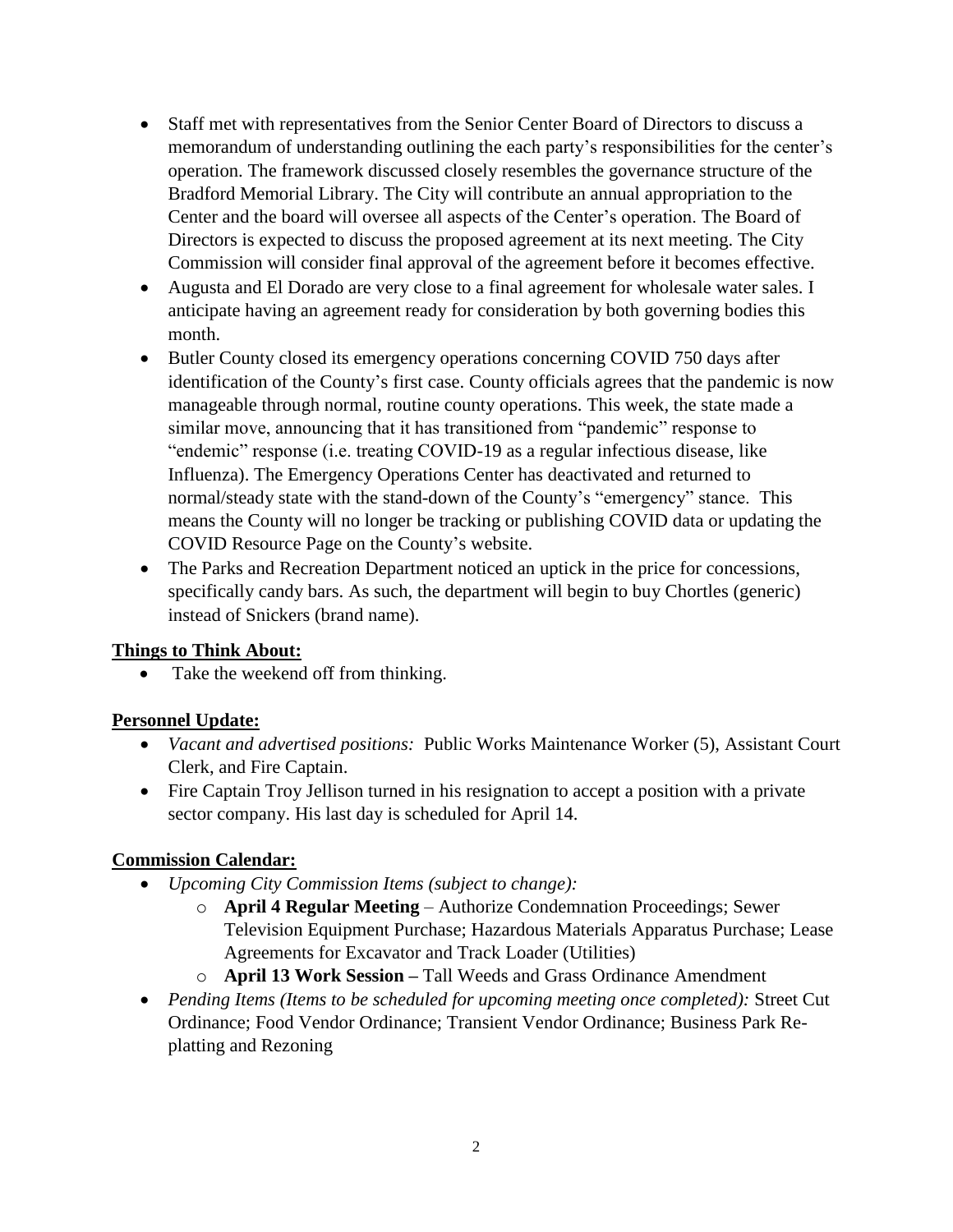- Staff met with representatives from the Senior Center Board of Directors to discuss a memorandum of understanding outlining the each party's responsibilities for the center's operation. The framework discussed closely resembles the governance structure of the Bradford Memorial Library. The City will contribute an annual appropriation to the Center and the board will oversee all aspects of the Center's operation. The Board of Directors is expected to discuss the proposed agreement at its next meeting. The City Commission will consider final approval of the agreement before it becomes effective.
- Augusta and El Dorado are very close to a final agreement for wholesale water sales. I anticipate having an agreement ready for consideration by both governing bodies this month.
- Butler County closed its emergency operations concerning COVID 750 days after identification of the County's first case. County officials agrees that the pandemic is now manageable through normal, routine county operations. This week, the state made a similar move, announcing that it has transitioned from "pandemic" response to "endemic" response (i.e. treating COVID-19 as a regular infectious disease, like Influenza). The Emergency Operations Center has deactivated and returned to normal/steady state with the stand-down of the County's "emergency" stance. This means the County will no longer be tracking or publishing COVID data or updating the COVID Resource Page on the County's website.
- The Parks and Recreation Department noticed an uptick in the price for concessions, specifically candy bars. As such, the department will begin to buy Chortles (generic) instead of Snickers (brand name).

**Things to Think About:**

- Take the weekend off from thinking.

**Personnel Update:**

- *Vacant and advertised positions:* Public Works Maintenance Worker (5), Assistant Court Clerk, and Fire Captain.
- Fire Captain Troy Jellison turned in his resignation to accept a position with a private sector company. His last day is scheduled for April 14.

**Commission Calendar:**

- *Upcoming City Commission Items (subject to change):*
  - **April 4 Regular Meeting** – Authorize Condemnation Proceedings; Sewer Television Equipment Purchase; Hazardous Materials Apparatus Purchase; Lease Agreements for Excavator and Track Loader (Utilities)
  - **April 13 Work Session –** Tall Weeds and Grass Ordinance Amendment
- *Pending Items (Items to be scheduled for upcoming meeting once completed):* Street Cut Ordinance; Food Vendor Ordinance; Transient Vendor Ordinance; Business Park Re-platting and Rezoning